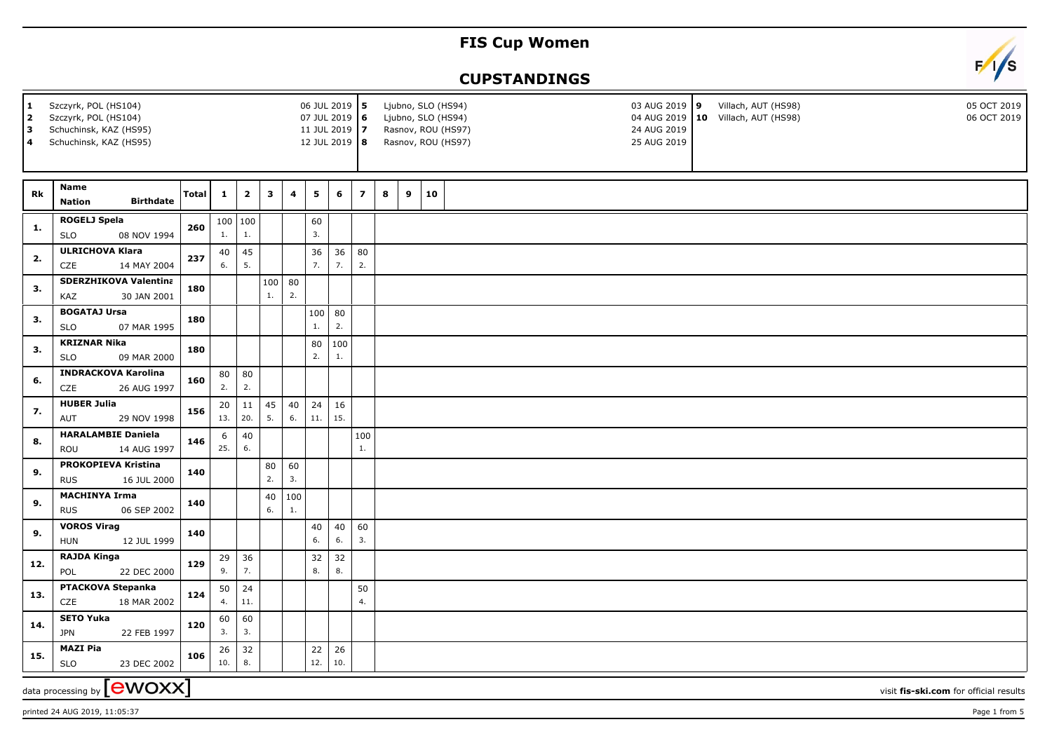# FIS Cup Women

## CUPSTANDINGS

| # | Venue | Date | # | Venue | Date | # | Venue | Date |
|---|---|---|---|---|---|---|---|---|
| 1 | Szczyrk, POL (HS104) | 06 JUL 2019 | 5 | Ljubno, SLO (HS94) | 03 AUG 2019 | 9 | Villach, AUT (HS98) | 05 OCT 2019 |
| 2 | Szczyrk, POL (HS104) | 07 JUL 2019 | 6 | Ljubno, SLO (HS94) | 04 AUG 2019 | 10 | Villach, AUT (HS98) | 06 OCT 2019 |
| 3 | Schuchinsk, KAZ (HS95) | 11 JUL 2019 | 7 | Rasnov, ROU (HS97) | 24 AUG 2019 | | | |
| 4 | Schuchinsk, KAZ (HS95) | 12 JUL 2019 | 8 | Rasnov, ROU (HS97) | 25 AUG 2019 | | | |

| Rk | Name / Nation | Birthdate | Total | 1 | 2 | 3 | 4 | 5 | 6 | 7 | 8 | 9 | 10 |
|---|---|---|---|---|---|---|---|---|---|---|---|---|---|
| 1. | ROGELJ Spela / SLO | 08 NOV 1994 | 260 | 100 (1.) | 100 (1.) | | | 60 (3.) | | | | | |
| 2. | ULRICHOVA Klara / CZE | 14 MAY 2004 | 237 | 40 (6.) | 45 (5.) | | | 36 (7.) | 36 (7.) | 80 (2.) | | | |
| 3. | SDERZHIKOVA Valentina / KAZ | 30 JAN 2001 | 180 | | | 100 (1.) | 80 (2.) | | | | | | |
| 3. | BOGATAJ Ursa / SLO | 07 MAR 1995 | 180 | | | | | 100 (1.) | 80 (2.) | | | | |
| 3. | KRIZNAR Nika / SLO | 09 MAR 2000 | 180 | | | | | 80 (2.) | 100 (1.) | | | | |
| 6. | INDRACKOVA Karolina / CZE | 26 AUG 1997 | 160 | 80 (2.) | 80 (2.) | | | | | | | | |
| 7. | HUBER Julia / AUT | 29 NOV 1998 | 156 | 20 (13.) | 11 (20.) | 45 (5.) | 40 (6.) | 24 (11.) | 16 (15.) | | | | |
| 8. | HARALAMBIE Daniela / ROU | 14 AUG 1997 | 146 | 6 (25.) | 40 (6.) | | | | | 100 (1.) | | | |
| 9. | PROKOPIEVA Kristina / RUS | 16 JUL 2000 | 140 | | | 80 (2.) | 60 (3.) | | | | | | |
| 9. | MACHINYA Irma / RUS | 06 SEP 2002 | 140 | | | 40 (6.) | 100 (1.) | | | | | | |
| 9. | VOROS Virag / HUN | 12 JUL 1999 | 140 | | | | | 40 (6.) | 40 (6.) | 60 (3.) | | | |
| 12. | RAJDA Kinga / POL | 22 DEC 2000 | 129 | 29 (9.) | 36 (7.) | | | 32 (8.) | 32 (8.) | | | | |
| 13. | PTACKOVA Stepanka / CZE | 18 MAR 2002 | 124 | 50 (4.) | 24 (11.) | | | | | 50 (4.) | | | |
| 14. | SETO Yuka / JPN | 22 FEB 1997 | 120 | 60 (3.) | 60 (3.) | | | | | | | | |
| 15. | MAZI Pia / SLO | 23 DEC 2002 | 106 | 26 (10.) | 32 (8.) | | | 22 (12.) | 26 (10.) | | | | |

data processing by ewoxx — visit fis-ski.com for official results

printed 24 AUG 2019, 11:05:37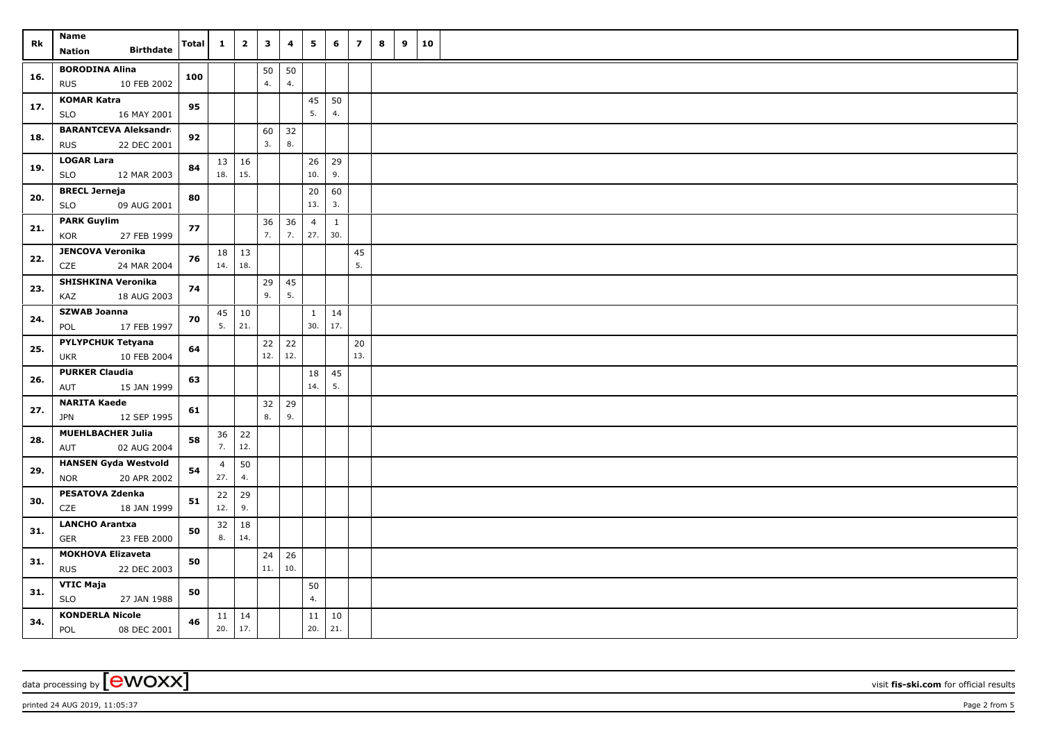| Rk | Name Nation Birthdate | Total | 1 | 2 | 3 | 4 | 5 | 6 | 7 | 8 | 9 | 10 |
|---|---|---|---|---|---|---|---|---|---|---|---|---|
| 16. | BORODINA Alina RUS 10 FEB 2002 | 100 | | | 50 4. | 50 4. | | | | | | |
| 17. | KOMAR Katra SLO 16 MAY 2001 | 95 | | | | | 45 5. | 50 4. | | | | |
| 18. | BARANTCEVA Aleksandr RUS 22 DEC 2001 | 92 | | | 60 3. | 32 8. | | | | | | |
| 19. | LOGAR Lara SLO 12 MAR 2003 | 84 | 13 18. | 16 15. | | | 26 10. | 29 9. | | | | |
| 20. | BRECL Jerneja SLO 09 AUG 2001 | 80 | | | | | 20 13. | 60 3. | | | | |
| 21. | PARK Guylim KOR 27 FEB 1999 | 77 | | | 36 7. | 36 7. | 4 27. | 1 30. | | | | |
| 22. | JENCOVA Veronika CZE 24 MAR 2004 | 76 | 18 14. | 13 18. | | | | | 45 5. | | | |
| 23. | SHISHKINA Veronika KAZ 18 AUG 2003 | 74 | | | 29 9. | 45 5. | | | | | | |
| 24. | SZWAB Joanna POL 17 FEB 1997 | 70 | 45 5. | 10 21. | | | 1 30. | 14 17. | | | | |
| 25. | PYLYPCHUK Tetyana UKR 10 FEB 2004 | 64 | | | 22 12. | 22 12. | | | 20 13. | | | |
| 26. | PURKER Claudia AUT 15 JAN 1999 | 63 | | | | | 18 14. | 45 5. | | | | |
| 27. | NARITA Kaede JPN 12 SEP 1995 | 61 | | | 32 8. | 29 9. | | | | | | |
| 28. | MUEHLBACHER Julia AUT 02 AUG 2004 | 58 | 36 7. | 22 12. | | | | | | | | |
| 29. | HANSEN Gyda Westvold NOR 20 APR 2002 | 54 | 4 27. | 50 4. | | | | | | | | |
| 30. | PESATOVA Zdenka CZE 18 JAN 1999 | 51 | 22 12. | 29 9. | | | | | | | | |
| 31. | LANCHO Arantxa GER 23 FEB 2000 | 50 | 32 8. | 18 14. | | | | | | | | |
| 31. | MOKHOVA Elizaveta RUS 22 DEC 2003 | 50 | | | 24 11. | 26 10. | | | | | | |
| 31. | VTIC Maja SLO 27 JAN 1988 | 50 | | | | | 50 4. | | | | | |
| 34. | KONDERLA Nicole POL 08 DEC 2001 | 46 | 11 20. | 14 17. | | | 11 20. | 10 21. | | | | |

data processing by [ewoxx] visit fis-ski.com for official results

printed 24 AUG 2019, 11:05:37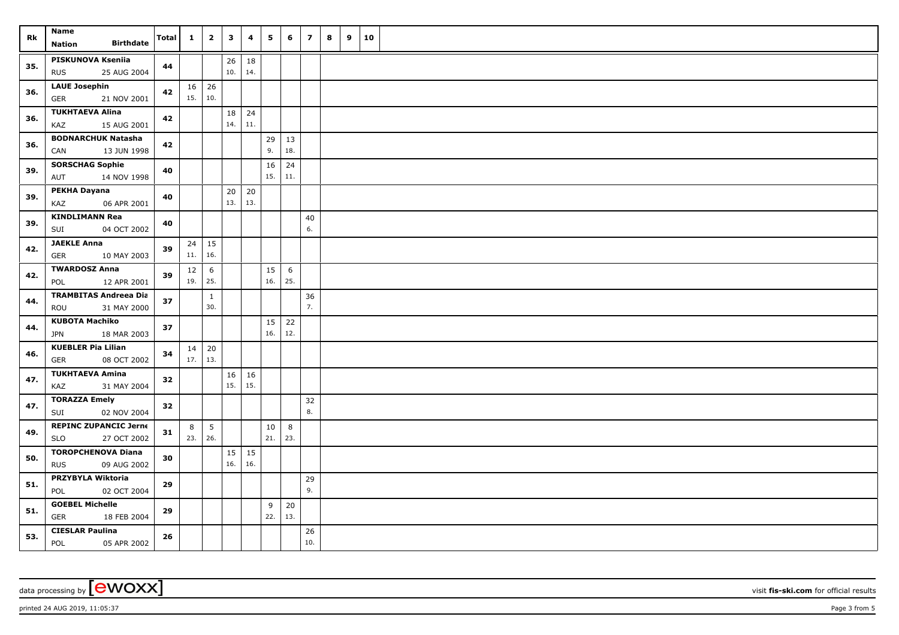| Rk | Name<br>Nation Birthdate | Total | 1 | 2 | 3 | 4 | 5 | 6 | 7 | 8 | 9 | 10 |
|---|---|---|---|---|---|---|---|---|---|---|---|---|
| 35. | PISKUNOVA Kseniia<br>RUS 25 AUG 2004 | 44 | | | 26<br>10. | 18<br>14. | | | | | | |
| 36. | LAUE Josephin<br>GER 21 NOV 2001 | 42 | 16<br>15. | 26<br>10. | | | | | | | | |
| 36. | TUKHTAEVA Alina<br>KAZ 15 AUG 2001 | 42 | | | 18<br>14. | 24<br>11. | | | | | | |
| 36. | BODNARCHUK Natasha<br>CAN 13 JUN 1998 | 42 | | | | | 29<br>9. | 13<br>18. | | | | |
| 39. | SORSCHAG Sophie<br>AUT 14 NOV 1998 | 40 | | | | | 16<br>15. | 24<br>11. | | | | |
| 39. | PEKHA Dayana<br>KAZ 06 APR 2001 | 40 | | | 20<br>13. | 20<br>13. | | | | | | |
| 39. | KINDLIMANN Rea<br>SUI 04 OCT 2002 | 40 | | | | | | | 40<br>6. | | | |
| 42. | JAEKLE Anna<br>GER 10 MAY 2003 | 39 | 24<br>11. | 15<br>16. | | | | | | | | |
| 42. | TWARDOSZ Anna<br>POL 12 APR 2001 | 39 | 12<br>19. | 6<br>25. | | | 15<br>16. | 6<br>25. | | | | |
| 44. | TRAMBITAS Andreea Dia<br>ROU 31 MAY 2000 | 37 | | 1<br>30. | | | | | 36<br>7. | | | |
| 44. | KUBOTA Machiko<br>JPN 18 MAR 2003 | 37 | | | | | 15<br>16. | 22<br>12. | | | | |
| 46. | KUEBLER Pia Lilian<br>GER 08 OCT 2002 | 34 | 14<br>17. | 20<br>13. | | | | | | | | |
| 47. | TUKHTAEVA Amina<br>KAZ 31 MAY 2004 | 32 | | | 16<br>15. | 16<br>15. | | | | | | |
| 47. | TORAZZA Emely<br>SUI 02 NOV 2004 | 32 | | | | | | | 32<br>8. | | | |
| 49. | REPINC ZUPANCIC Jerne<br>SLO 27 OCT 2002 | 31 | 8<br>23. | 5<br>26. | | | 10<br>21. | 8<br>23. | | | | |
| 50. | TOROPCHENOVA Diana<br>RUS 09 AUG 2002 | 30 | | | 15<br>16. | 15<br>16. | | | | | | |
| 51. | PRZYBYLA Wiktoria<br>POL 02 OCT 2004 | 29 | | | | | | | 29<br>9. | | | |
| 51. | GOEBEL Michelle<br>GER 18 FEB 2004 | 29 | | | | | 9<br>22. | 20<br>13. | | | | |
| 53. | CIESLAR Paulina<br>POL 05 APR 2002 | 26 | | | | | | | 26<br>10. | | | |

data processing by [ewoxx] visit fis-ski.com for official results

printed 24 AUG 2019, 11:05:37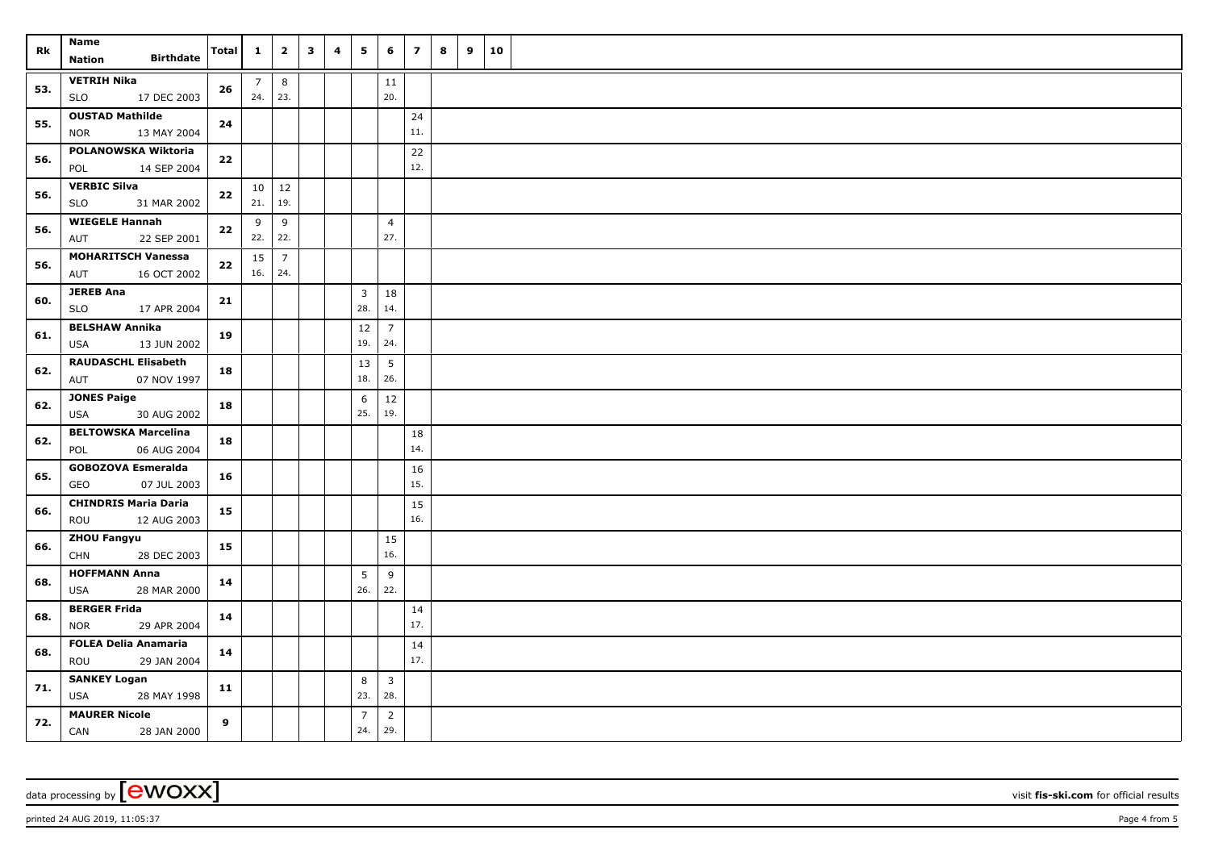| Rk | Name<br>Nation Birthdate | Total | 1 | 2 | 3 | 4 | 5 | 6 | 7 | 8 | 9 | 10 |
|---|---|---|---|---|---|---|---|---|---|---|---|---|
| 53. | VETRIH Nika<br>SLO 17 DEC 2003 | 26 | 7<br>24. | 8<br>23. | | | | 11<br>20. | | | | |
| 55. | OUSTAD Mathilde<br>NOR 13 MAY 2004 | 24 | | | | | | | 24<br>11. | | | |
| 56. | POLANOWSKA Wiktoria<br>POL 14 SEP 2004 | 22 | | | | | | | 22<br>12. | | | |
| 56. | VERBIC Silva<br>SLO 31 MAR 2002 | 22 | 10<br>21. | 12<br>19. | | | | | | | | |
| 56. | WIEGELE Hannah<br>AUT 22 SEP 2001 | 22 | 9<br>22. | 9<br>22. | | | | 4<br>27. | | | | |
| 56. | MOHARITSCH Vanessa<br>AUT 16 OCT 2002 | 22 | 15<br>16. | 7<br>24. | | | | | | | | |
| 60. | JEREB Ana<br>SLO 17 APR 2004 | 21 | | | | | 3<br>28. | 18<br>14. | | | | |
| 61. | BELSHAW Annika<br>USA 13 JUN 2002 | 19 | | | | | 12<br>19. | 7<br>24. | | | | |
| 62. | RAUDASCHL Elisabeth<br>AUT 07 NOV 1997 | 18 | | | | | 13<br>18. | 5<br>26. | | | | |
| 62. | JONES Paige<br>USA 30 AUG 2002 | 18 | | | | | 6<br>25. | 12<br>19. | | | | |
| 62. | BELTOWSKA Marcelina<br>POL 06 AUG 2004 | 18 | | | | | | | 18<br>14. | | | |
| 65. | GOBOZOVA Esmeralda<br>GEO 07 JUL 2003 | 16 | | | | | | | 16<br>15. | | | |
| 66. | CHINDRIS Maria Daria<br>ROU 12 AUG 2003 | 15 | | | | | | | 15<br>16. | | | |
| 66. | ZHOU Fangyu<br>CHN 28 DEC 2003 | 15 | | | | | | 15<br>16. | | | | |
| 68. | HOFFMANN Anna<br>USA 28 MAR 2000 | 14 | | | | | 5<br>26. | 9<br>22. | | | | |
| 68. | BERGER Frida<br>NOR 29 APR 2004 | 14 | | | | | | | 14<br>17. | | | |
| 68. | FOLEA Delia Anamaria<br>ROU 29 JAN 2004 | 14 | | | | | | | 14<br>17. | | | |
| 71. | SANKEY Logan<br>USA 28 MAY 1998 | 11 | | | | | 8<br>23. | 3<br>28. | | | | |
| 72. | MAURER Nicole<br>CAN 28 JAN 2000 | 9 | | | | | 7<br>24. | 2<br>29. | | | | |

data processing by [ewoxx] visit fis-ski.com for official results

printed 24 AUG 2019, 11:05:37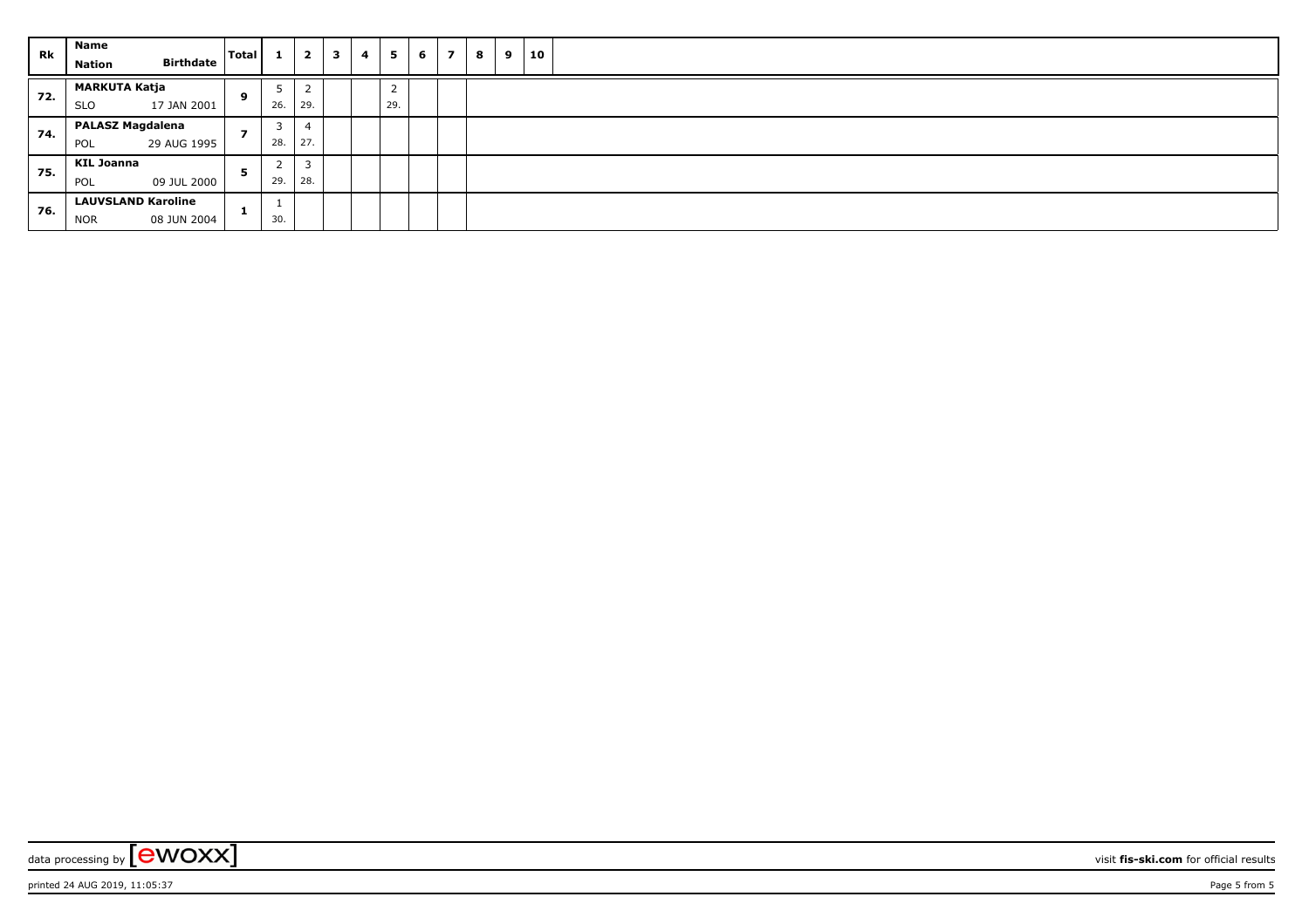| Rk | Name<br>Nation Birthdate | Total | 1 | 2 | 3 | 4 | 5 | 6 | 7 | 8 | 9 | 10 |
|---|---|---|---|---|---|---|---|---|---|---|---|---|
| 72. | **MARKUTA Katja**<br>SLO 17 JAN 2001 | 9 | 5<br>26. | 2<br>29. | | | 2<br>29. | | | | | |
| 74. | **PALASZ Magdalena**<br>POL 29 AUG 1995 | 7 | 3<br>28. | 4<br>27. | | | | | | | | |
| 75. | **KIL Joanna**<br>POL 09 JUL 2000 | 5 | 2<br>29. | 3<br>28. | | | | | | | | |
| 76. | **LAUVSLAND Karoline**<br>NOR 08 JUN 2004 | 1 | 1<br>30. | | | | | | | | | |

data processing by [ewoxx]

visit **fis-ski.com** for official results

printed 24 AUG 2019, 11:05:37